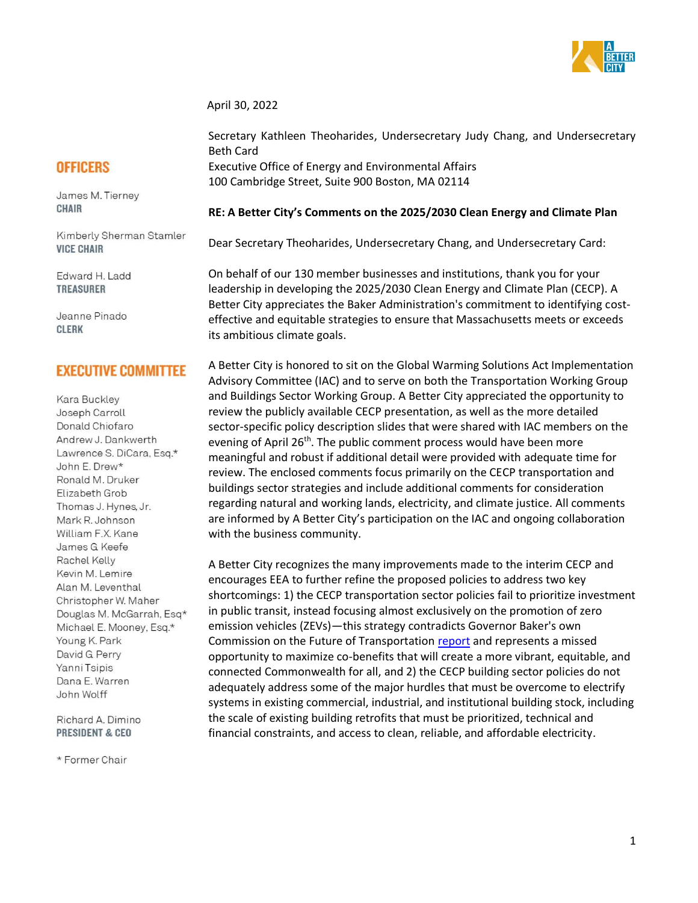**OFFICERS**

James M. Tierney
**CHAIR**

Kimberly Sherman Stamler
**VICE CHAIR**

Edward H. Ladd
**TREASURER**

Jeanne Pinado
**CLERK**

**EXECUTIVE COMMITTEE**

Kara Buckley
Joseph Carroll
Donald Chiofaro
Andrew J. Dankwerth
Lawrence S. DiCara, Esq.*
John E. Drew*
Ronald M. Druker
Elizabeth Grob
Thomas J. Hynes, Jr.
Mark R. Johnson
William F.X. Kane
James G. Keefe
Rachel Kelly
Kevin M. Lemire
Alan M. Leventhal
Christopher W. Maher
Douglas M. McGarrah, Esq*
Michael E. Mooney, Esq.*
Young K. Park
David G. Perry
Yanni Tsipis
Dana E. Warren
John Wolff

Richard A. Dimino
**PRESIDENT & CEO**

* Former Chair

April 30, 2022

Secretary Kathleen Theoharides, Undersecretary Judy Chang, and Undersecretary Beth Card
Executive Office of Energy and Environmental Affairs
100 Cambridge Street, Suite 900 Boston, MA 02114

**RE: A Better City's Comments on the 2025/2030 Clean Energy and Climate Plan**

Dear Secretary Theoharides, Undersecretary Chang, and Undersecretary Card:

On behalf of our 130 member businesses and institutions, thank you for your leadership in developing the 2025/2030 Clean Energy and Climate Plan (CECP). A Better City appreciates the Baker Administration's commitment to identifying cost-effective and equitable strategies to ensure that Massachusetts meets or exceeds its ambitious climate goals.

A Better City is honored to sit on the Global Warming Solutions Act Implementation Advisory Committee (IAC) and to serve on both the Transportation Working Group and Buildings Sector Working Group. A Better City appreciated the opportunity to review the publicly available CECP presentation, as well as the more detailed sector-specific policy description slides that were shared with IAC members on the evening of April 26th. The public comment process would have been more meaningful and robust if additional detail were provided with adequate time for review. The enclosed comments focus primarily on the CECP transportation and buildings sector strategies and include additional comments for consideration regarding natural and working lands, electricity, and climate justice. All comments are informed by A Better City's participation on the IAC and ongoing collaboration with the business community.

A Better City recognizes the many improvements made to the interim CECP and encourages EEA to further refine the proposed policies to address two key shortcomings: 1) the CECP transportation sector policies fail to prioritize investment in public transit, instead focusing almost exclusively on the promotion of zero emission vehicles (ZEVs)—this strategy contradicts Governor Baker's own Commission on the Future of Transportation report and represents a missed opportunity to maximize co-benefits that will create a more vibrant, equitable, and connected Commonwealth for all, and 2) the CECP building sector policies do not adequately address some of the major hurdles that must be overcome to electrify systems in existing commercial, industrial, and institutional building stock, including the scale of existing building retrofits that must be prioritized, technical and financial constraints, and access to clean, reliable, and affordable electricity.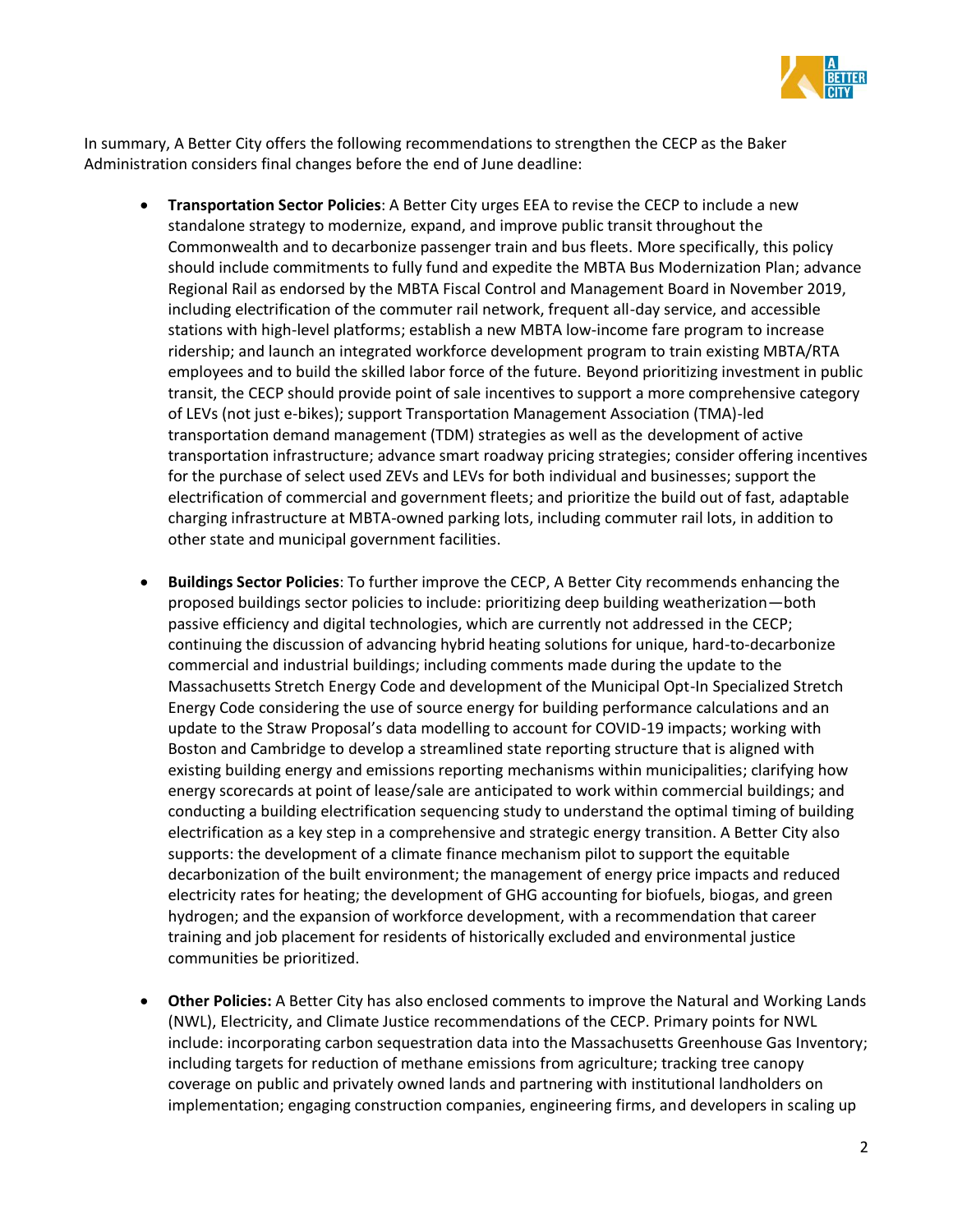In summary, A Better City offers the following recommendations to strengthen the CECP as the Baker Administration considers final changes before the end of June deadline:

- **Transportation Sector Policies**: A Better City urges EEA to revise the CECP to include a new standalone strategy to modernize, expand, and improve public transit throughout the Commonwealth and to decarbonize passenger train and bus fleets. More specifically, this policy should include commitments to fully fund and expedite the MBTA Bus Modernization Plan; advance Regional Rail as endorsed by the MBTA Fiscal Control and Management Board in November 2019, including electrification of the commuter rail network, frequent all-day service, and accessible stations with high-level platforms; establish a new MBTA low-income fare program to increase ridership; and launch an integrated workforce development program to train existing MBTA/RTA employees and to build the skilled labor force of the future. Beyond prioritizing investment in public transit, the CECP should provide point of sale incentives to support a more comprehensive category of LEVs (not just e-bikes); support Transportation Management Association (TMA)-led transportation demand management (TDM) strategies as well as the development of active transportation infrastructure; advance smart roadway pricing strategies; consider offering incentives for the purchase of select used ZEVs and LEVs for both individual and businesses; support the electrification of commercial and government fleets; and prioritize the build out of fast, adaptable charging infrastructure at MBTA-owned parking lots, including commuter rail lots, in addition to other state and municipal government facilities.

- **Buildings Sector Policies**: To further improve the CECP, A Better City recommends enhancing the proposed buildings sector policies to include: prioritizing deep building weatherization—both passive efficiency and digital technologies, which are currently not addressed in the CECP; continuing the discussion of advancing hybrid heating solutions for unique, hard-to-decarbonize commercial and industrial buildings; including comments made during the update to the Massachusetts Stretch Energy Code and development of the Municipal Opt-In Specialized Stretch Energy Code considering the use of source energy for building performance calculations and an update to the Straw Proposal's data modelling to account for COVID-19 impacts; working with Boston and Cambridge to develop a streamlined state reporting structure that is aligned with existing building energy and emissions reporting mechanisms within municipalities; clarifying how energy scorecards at point of lease/sale are anticipated to work within commercial buildings; and conducting a building electrification sequencing study to understand the optimal timing of building electrification as a key step in a comprehensive and strategic energy transition. A Better City also supports: the development of a climate finance mechanism pilot to support the equitable decarbonization of the built environment; the management of energy price impacts and reduced electricity rates for heating; the development of GHG accounting for biofuels, biogas, and green hydrogen; and the expansion of workforce development, with a recommendation that career training and job placement for residents of historically excluded and environmental justice communities be prioritized.

- **Other Policies:** A Better City has also enclosed comments to improve the Natural and Working Lands (NWL), Electricity, and Climate Justice recommendations of the CECP. Primary points for NWL include: incorporating carbon sequestration data into the Massachusetts Greenhouse Gas Inventory; including targets for reduction of methane emissions from agriculture; tracking tree canopy coverage on public and privately owned lands and partnering with institutional landholders on implementation; engaging construction companies, engineering firms, and developers in scaling up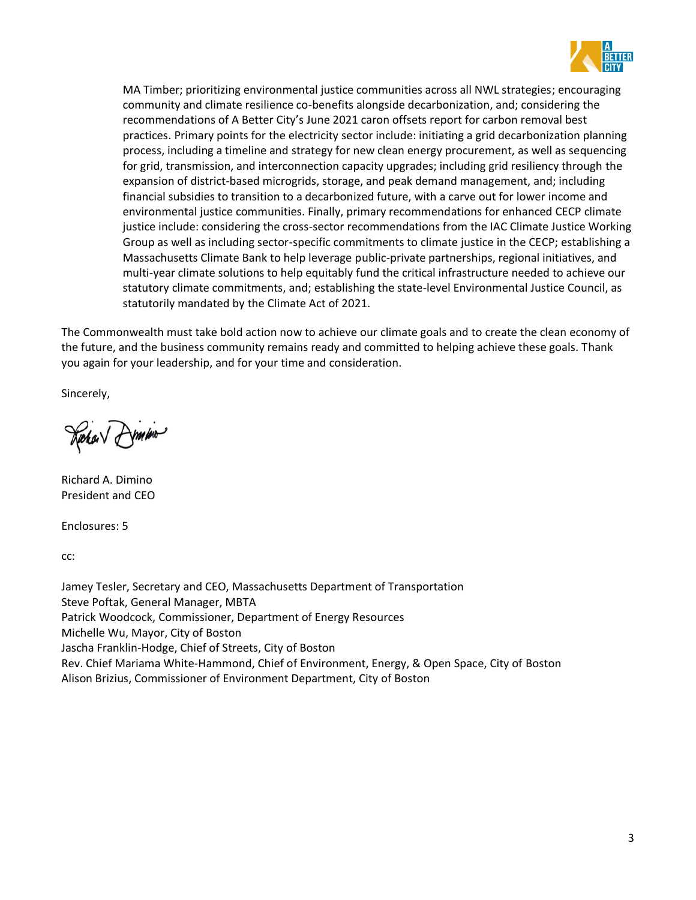MA Timber; prioritizing environmental justice communities across all NWL strategies; encouraging community and climate resilience co-benefits alongside decarbonization, and; considering the recommendations of A Better City's June 2021 caron offsets report for carbon removal best practices. Primary points for the electricity sector include: initiating a grid decarbonization planning process, including a timeline and strategy for new clean energy procurement, as well as sequencing for grid, transmission, and interconnection capacity upgrades; including grid resiliency through the expansion of district-based microgrids, storage, and peak demand management, and; including financial subsidies to transition to a decarbonized future, with a carve out for lower income and environmental justice communities. Finally, primary recommendations for enhanced CECP climate justice include: considering the cross-sector recommendations from the IAC Climate Justice Working Group as well as including sector-specific commitments to climate justice in the CECP; establishing a Massachusetts Climate Bank to help leverage public-private partnerships, regional initiatives, and multi-year climate solutions to help equitably fund the critical infrastructure needed to achieve our statutory climate commitments, and; establishing the state-level Environmental Justice Council, as statutorily mandated by the Climate Act of 2021.

The Commonwealth must take bold action now to achieve our climate goals and to create the clean economy of the future, and the business community remains ready and committed to helping achieve these goals. Thank you again for your leadership, and for your time and consideration.

Sincerely,

Richard A. Dimino
President and CEO

Enclosures: 5

cc:

Jamey Tesler, Secretary and CEO, Massachusetts Department of Transportation
Steve Poftak, General Manager, MBTA
Patrick Woodcock, Commissioner, Department of Energy Resources
Michelle Wu, Mayor, City of Boston
Jascha Franklin-Hodge, Chief of Streets, City of Boston
Rev. Chief Mariama White-Hammond, Chief of Environment, Energy, & Open Space, City of Boston
Alison Brizius, Commissioner of Environment Department, City of Boston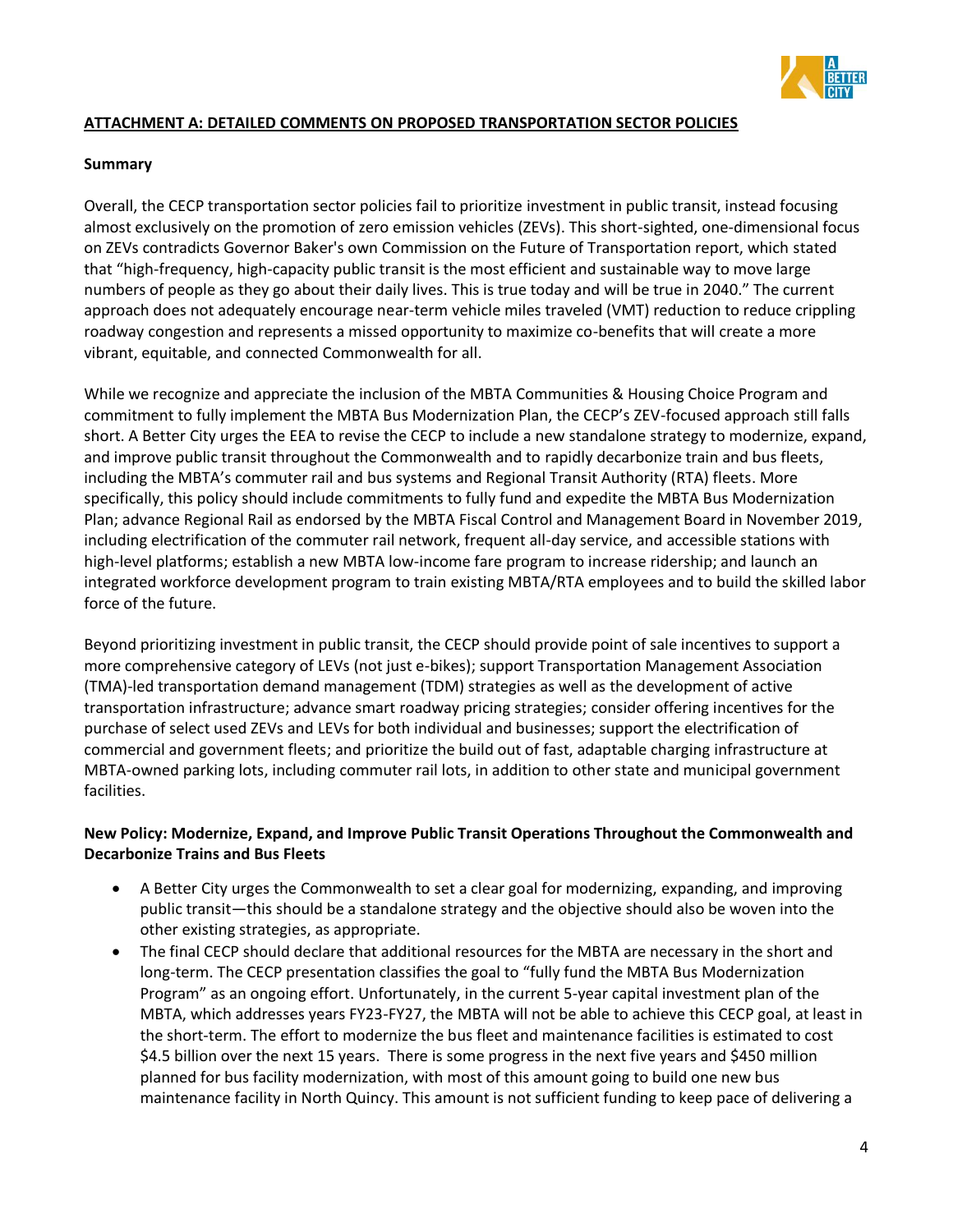**ATTACHMENT A: DETAILED COMMENTS ON PROPOSED TRANSPORTATION SECTOR POLICIES**

**Summary**

Overall, the CECP transportation sector policies fail to prioritize investment in public transit, instead focusing almost exclusively on the promotion of zero emission vehicles (ZEVs). This short-sighted, one-dimensional focus on ZEVs contradicts Governor Baker's own Commission on the Future of Transportation report, which stated that "high-frequency, high-capacity public transit is the most efficient and sustainable way to move large numbers of people as they go about their daily lives. This is true today and will be true in 2040." The current approach does not adequately encourage near-term vehicle miles traveled (VMT) reduction to reduce crippling roadway congestion and represents a missed opportunity to maximize co-benefits that will create a more vibrant, equitable, and connected Commonwealth for all.

While we recognize and appreciate the inclusion of the MBTA Communities & Housing Choice Program and commitment to fully implement the MBTA Bus Modernization Plan, the CECP's ZEV-focused approach still falls short. A Better City urges the EEA to revise the CECP to include a new standalone strategy to modernize, expand, and improve public transit throughout the Commonwealth and to rapidly decarbonize train and bus fleets, including the MBTA's commuter rail and bus systems and Regional Transit Authority (RTA) fleets. More specifically, this policy should include commitments to fully fund and expedite the MBTA Bus Modernization Plan; advance Regional Rail as endorsed by the MBTA Fiscal Control and Management Board in November 2019, including electrification of the commuter rail network, frequent all-day service, and accessible stations with high-level platforms; establish a new MBTA low-income fare program to increase ridership; and launch an integrated workforce development program to train existing MBTA/RTA employees and to build the skilled labor force of the future.

Beyond prioritizing investment in public transit, the CECP should provide point of sale incentives to support a more comprehensive category of LEVs (not just e-bikes); support Transportation Management Association (TMA)-led transportation demand management (TDM) strategies as well as the development of active transportation infrastructure; advance smart roadway pricing strategies; consider offering incentives for the purchase of select used ZEVs and LEVs for both individual and businesses; support the electrification of commercial and government fleets; and prioritize the build out of fast, adaptable charging infrastructure at MBTA-owned parking lots, including commuter rail lots, in addition to other state and municipal government facilities.

**New Policy: Modernize, Expand, and Improve Public Transit Operations Throughout the Commonwealth and Decarbonize Trains and Bus Fleets**

- A Better City urges the Commonwealth to set a clear goal for modernizing, expanding, and improving public transit—this should be a standalone strategy and the objective should also be woven into the other existing strategies, as appropriate.
- The final CECP should declare that additional resources for the MBTA are necessary in the short and long-term. The CECP presentation classifies the goal to "fully fund the MBTA Bus Modernization Program" as an ongoing effort. Unfortunately, in the current 5-year capital investment plan of the MBTA, which addresses years FY23-FY27, the MBTA will not be able to achieve this CECP goal, at least in the short-term. The effort to modernize the bus fleet and maintenance facilities is estimated to cost $4.5 billion over the next 15 years. There is some progress in the next five years and $450 million planned for bus facility modernization, with most of this amount going to build one new bus maintenance facility in North Quincy. This amount is not sufficient funding to keep pace of delivering a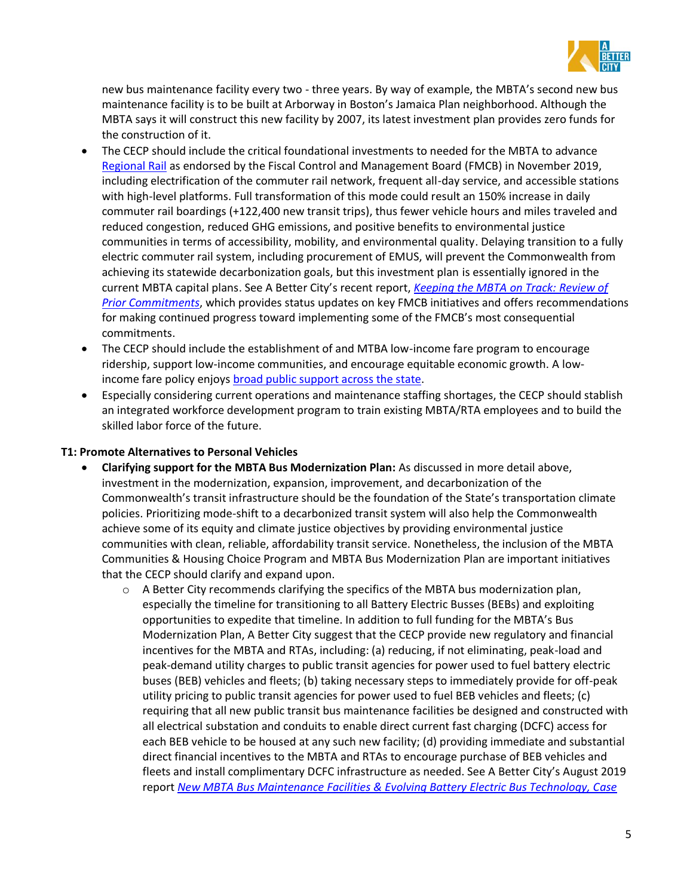new bus maintenance facility every two - three years. By way of example, the MBTA's second new bus maintenance facility is to be built at Arborway in Boston's Jamaica Plan neighborhood. Although the MBTA says it will construct this new facility by 2007, its latest investment plan provides zero funds for the construction of it.

- The CECP should include the critical foundational investments to needed for the MBTA to advance Regional Rail as endorsed by the Fiscal Control and Management Board (FMCB) in November 2019, including electrification of the commuter rail network, frequent all-day service, and accessible stations with high-level platforms. Full transformation of this mode could result an 150% increase in daily commuter rail boardings (+122,400 new transit trips), thus fewer vehicle hours and miles traveled and reduced congestion, reduced GHG emissions, and positive benefits to environmental justice communities in terms of accessibility, mobility, and environmental quality. Delaying transition to a fully electric commuter rail system, including procurement of EMUS, will prevent the Commonwealth from achieving its statewide decarbonization goals, but this investment plan is essentially ignored in the current MBTA capital plans. See A Better City's recent report, *Keeping the MBTA on Track: Review of Prior Commitments*, which provides status updates on key FMCB initiatives and offers recommendations for making continued progress toward implementing some of the FMCB's most consequential commitments.
- The CECP should include the establishment of and MTBA low-income fare program to encourage ridership, support low-income communities, and encourage equitable economic growth. A low-income fare policy enjoys broad public support across the state.
- Especially considering current operations and maintenance staffing shortages, the CECP should stablish an integrated workforce development program to train existing MBTA/RTA employees and to build the skilled labor force of the future.

**T1: Promote Alternatives to Personal Vehicles**

- **Clarifying support for the MBTA Bus Modernization Plan:** As discussed in more detail above, investment in the modernization, expansion, improvement, and decarbonization of the Commonwealth's transit infrastructure should be the foundation of the State's transportation climate policies. Prioritizing mode-shift to a decarbonized transit system will also help the Commonwealth achieve some of its equity and climate justice objectives by providing environmental justice communities with clean, reliable, affordability transit service. Nonetheless, the inclusion of the MBTA Communities & Housing Choice Program and MBTA Bus Modernization Plan are important initiatives that the CECP should clarify and expand upon.
    - A Better City recommends clarifying the specifics of the MBTA bus modernization plan, especially the timeline for transitioning to all Battery Electric Busses (BEBs) and exploiting opportunities to expedite that timeline. In addition to full funding for the MBTA's Bus Modernization Plan, A Better City suggest that the CECP provide new regulatory and financial incentives for the MBTA and RTAs, including: (a) reducing, if not eliminating, peak-load and peak-demand utility charges to public transit agencies for power used to fuel battery electric buses (BEB) vehicles and fleets; (b) taking necessary steps to immediately provide for off-peak utility pricing to public transit agencies for power used to fuel BEB vehicles and fleets; (c) requiring that all new public transit bus maintenance facilities be designed and constructed with all electrical substation and conduits to enable direct current fast charging (DCFC) access for each BEB vehicle to be housed at any such new facility; (d) providing immediate and substantial direct financial incentives to the MBTA and RTAs to encourage purchase of BEB vehicles and fleets and install complimentary DCFC infrastructure as needed. See A Better City's August 2019 report *New MBTA Bus Maintenance Facilities & Evolving Battery Electric Bus Technology, Case*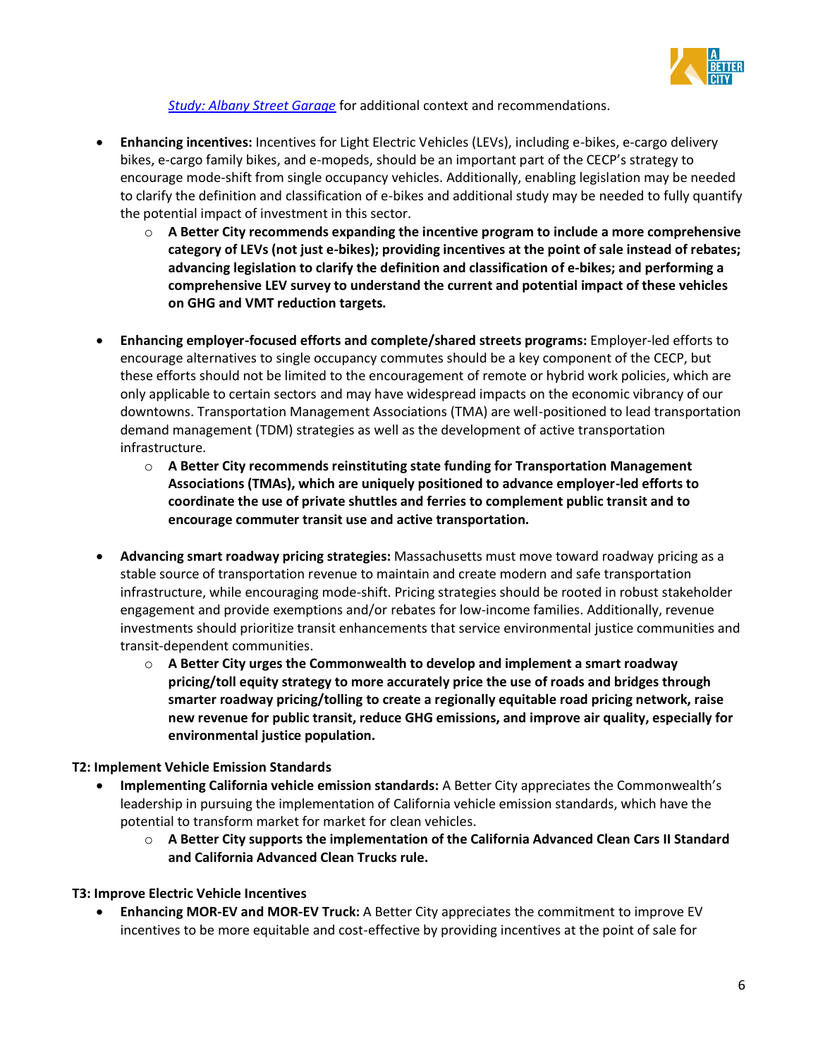[Study: Albany Street Garage](#) for additional context and recommendations.

- **Enhancing incentives:** Incentives for Light Electric Vehicles (LEVs), including e-bikes, e-cargo delivery bikes, e-cargo family bikes, and e-mopeds, should be an important part of the CECP's strategy to encourage mode-shift from single occupancy vehicles. Additionally, enabling legislation may be needed to clarify the definition and classification of e-bikes and additional study may be needed to fully quantify the potential impact of investment in this sector.
    - **A Better City recommends expanding the incentive program to include a more comprehensive category of LEVs (not just e-bikes); providing incentives at the point of sale instead of rebates; advancing legislation to clarify the definition and classification of e-bikes; and performing a comprehensive LEV survey to understand the current and potential impact of these vehicles on GHG and VMT reduction targets.**

- **Enhancing employer-focused efforts and complete/shared streets programs:** Employer-led efforts to encourage alternatives to single occupancy commutes should be a key component of the CECP, but these efforts should not be limited to the encouragement of remote or hybrid work policies, which are only applicable to certain sectors and may have widespread impacts on the economic vibrancy of our downtowns. Transportation Management Associations (TMA) are well-positioned to lead transportation demand management (TDM) strategies as well as the development of active transportation infrastructure.
    - **A Better City recommends reinstituting state funding for Transportation Management Associations (TMAs), which are uniquely positioned to advance employer-led efforts to coordinate the use of private shuttles and ferries to complement public transit and to encourage commuter transit use and active transportation.**

- **Advancing smart roadway pricing strategies:** Massachusetts must move toward roadway pricing as a stable source of transportation revenue to maintain and create modern and safe transportation infrastructure, while encouraging mode-shift. Pricing strategies should be rooted in robust stakeholder engagement and provide exemptions and/or rebates for low-income families. Additionally, revenue investments should prioritize transit enhancements that service environmental justice communities and transit-dependent communities.
    - **A Better City urges the Commonwealth to develop and implement a smart roadway pricing/toll equity strategy to more accurately price the use of roads and bridges through smarter roadway pricing/tolling to create a regionally equitable road pricing network, raise new revenue for public transit, reduce GHG emissions, and improve air quality, especially for environmental justice population.**

**T2: Implement Vehicle Emission Standards**

- **Implementing California vehicle emission standards:** A Better City appreciates the Commonwealth's leadership in pursuing the implementation of California vehicle emission standards, which have the potential to transform market for market for clean vehicles.
    - **A Better City supports the implementation of the California Advanced Clean Cars II Standard and California Advanced Clean Trucks rule.**

**T3: Improve Electric Vehicle Incentives**

- **Enhancing MOR-EV and MOR-EV Truck:** A Better City appreciates the commitment to improve EV incentives to be more equitable and cost-effective by providing incentives at the point of sale for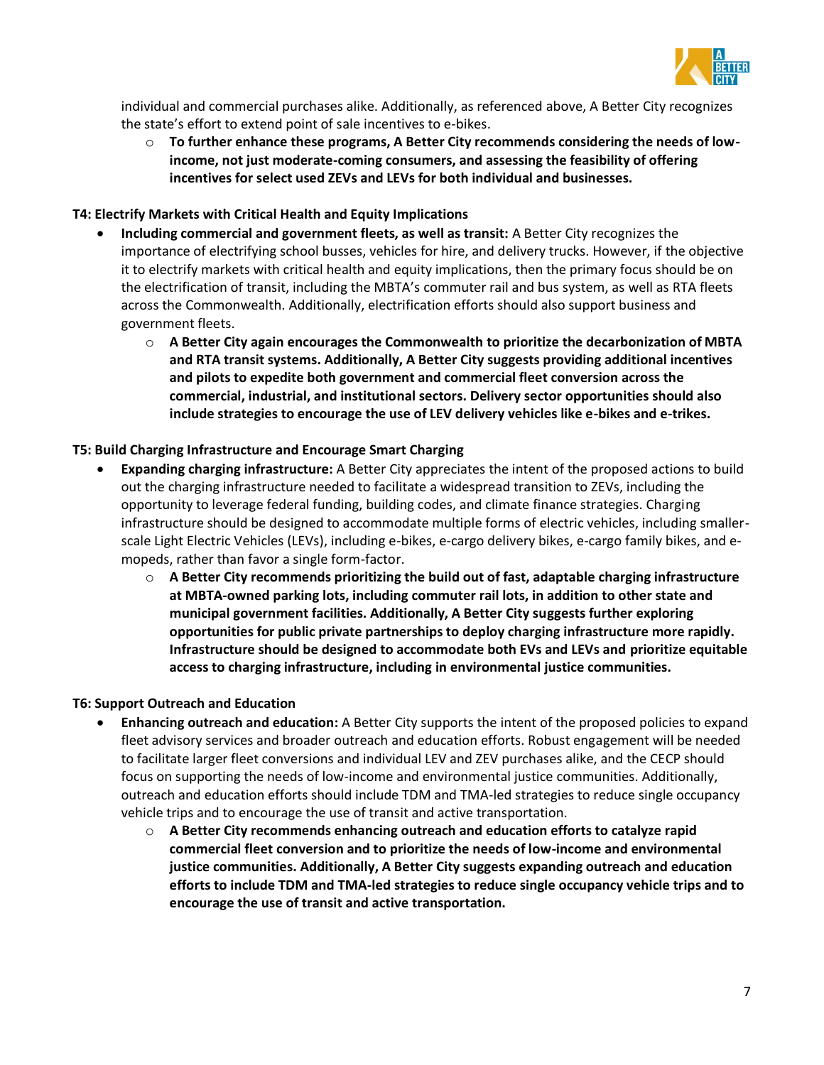individual and commercial purchases alike. Additionally, as referenced above, A Better City recognizes the state's effort to extend point of sale incentives to e-bikes.

  - **To further enhance these programs, A Better City recommends considering the needs of low-income, not just moderate-coming consumers, and assessing the feasibility of offering incentives for select used ZEVs and LEVs for both individual and businesses.**

**T4: Electrify Markets with Critical Health and Equity Implications**

- **Including commercial and government fleets, as well as transit:** A Better City recognizes the importance of electrifying school busses, vehicles for hire, and delivery trucks. However, if the objective it to electrify markets with critical health and equity implications, then the primary focus should be on the electrification of transit, including the MBTA's commuter rail and bus system, as well as RTA fleets across the Commonwealth. Additionally, electrification efforts should also support business and government fleets.
  - **A Better City again encourages the Commonwealth to prioritize the decarbonization of MBTA and RTA transit systems. Additionally, A Better City suggests providing additional incentives and pilots to expedite both government and commercial fleet conversion across the commercial, industrial, and institutional sectors. Delivery sector opportunities should also include strategies to encourage the use of LEV delivery vehicles like e-bikes and e-trikes.**

**T5: Build Charging Infrastructure and Encourage Smart Charging**

- **Expanding charging infrastructure:** A Better City appreciates the intent of the proposed actions to build out the charging infrastructure needed to facilitate a widespread transition to ZEVs, including the opportunity to leverage federal funding, building codes, and climate finance strategies. Charging infrastructure should be designed to accommodate multiple forms of electric vehicles, including smaller-scale Light Electric Vehicles (LEVs), including e-bikes, e-cargo delivery bikes, e-cargo family bikes, and e-mopeds, rather than favor a single form-factor.
  - **A Better City recommends prioritizing the build out of fast, adaptable charging infrastructure at MBTA-owned parking lots, including commuter rail lots, in addition to other state and municipal government facilities. Additionally, A Better City suggests further exploring opportunities for public private partnerships to deploy charging infrastructure more rapidly. Infrastructure should be designed to accommodate both EVs and LEVs and prioritize equitable access to charging infrastructure, including in environmental justice communities.**

**T6: Support Outreach and Education**

- **Enhancing outreach and education:** A Better City supports the intent of the proposed policies to expand fleet advisory services and broader outreach and education efforts. Robust engagement will be needed to facilitate larger fleet conversions and individual LEV and ZEV purchases alike, and the CECP should focus on supporting the needs of low-income and environmental justice communities. Additionally, outreach and education efforts should include TDM and TMA-led strategies to reduce single occupancy vehicle trips and to encourage the use of transit and active transportation.
  - **A Better City recommends enhancing outreach and education efforts to catalyze rapid commercial fleet conversion and to prioritize the needs of low-income and environmental justice communities. Additionally, A Better City suggests expanding outreach and education efforts to include TDM and TMA-led strategies to reduce single occupancy vehicle trips and to encourage the use of transit and active transportation.**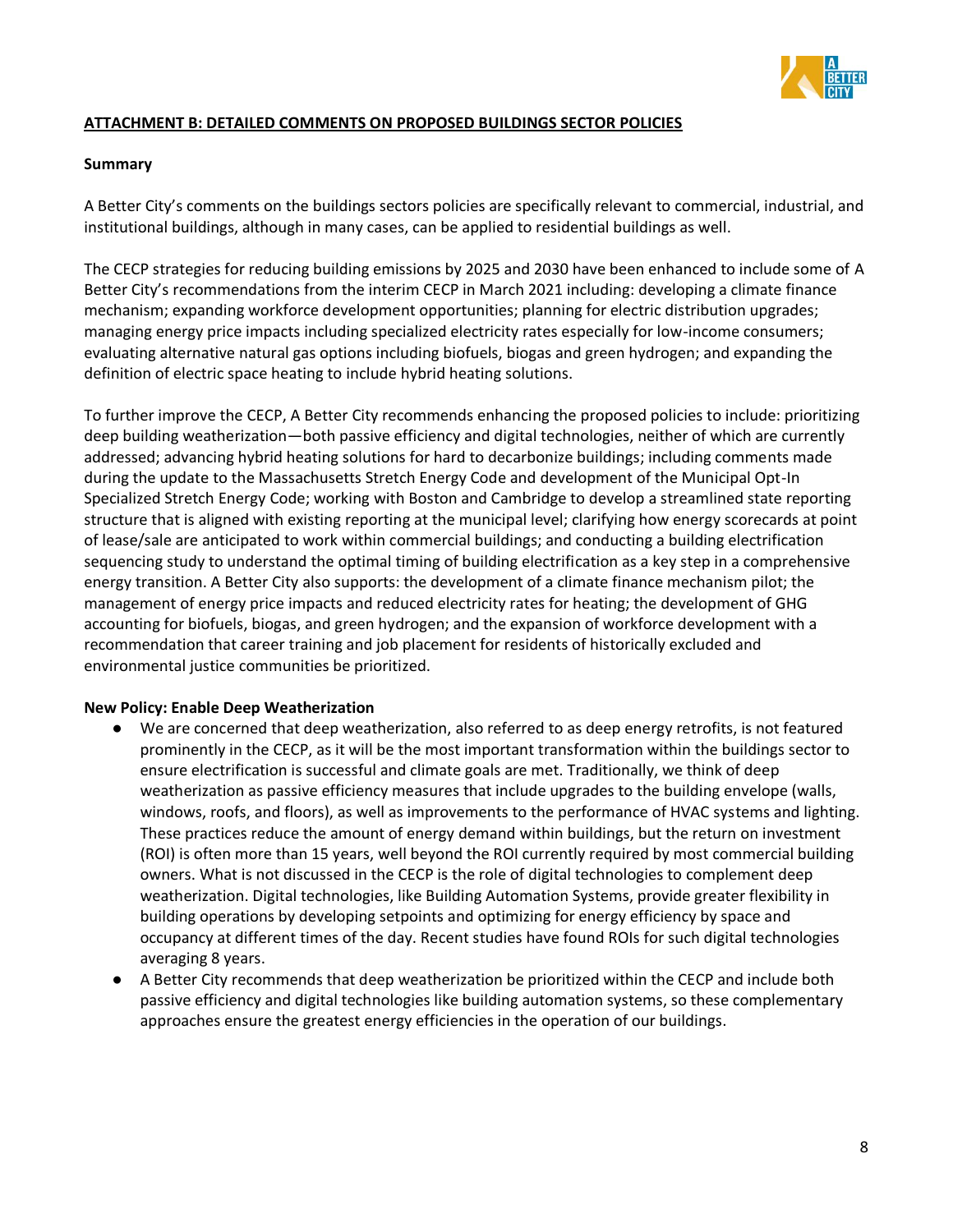**ATTACHMENT B: DETAILED COMMENTS ON PROPOSED BUILDINGS SECTOR POLICIES**

**Summary**

A Better City's comments on the buildings sectors policies are specifically relevant to commercial, industrial, and institutional buildings, although in many cases, can be applied to residential buildings as well.

The CECP strategies for reducing building emissions by 2025 and 2030 have been enhanced to include some of A Better City's recommendations from the interim CECP in March 2021 including: developing a climate finance mechanism; expanding workforce development opportunities; planning for electric distribution upgrades; managing energy price impacts including specialized electricity rates especially for low-income consumers; evaluating alternative natural gas options including biofuels, biogas and green hydrogen; and expanding the definition of electric space heating to include hybrid heating solutions.

To further improve the CECP, A Better City recommends enhancing the proposed policies to include: prioritizing deep building weatherization—both passive efficiency and digital technologies, neither of which are currently addressed; advancing hybrid heating solutions for hard to decarbonize buildings; including comments made during the update to the Massachusetts Stretch Energy Code and development of the Municipal Opt-In Specialized Stretch Energy Code; working with Boston and Cambridge to develop a streamlined state reporting structure that is aligned with existing reporting at the municipal level; clarifying how energy scorecards at point of lease/sale are anticipated to work within commercial buildings; and conducting a building electrification sequencing study to understand the optimal timing of building electrification as a key step in a comprehensive energy transition. A Better City also supports: the development of a climate finance mechanism pilot; the management of energy price impacts and reduced electricity rates for heating; the development of GHG accounting for biofuels, biogas, and green hydrogen; and the expansion of workforce development with a recommendation that career training and job placement for residents of historically excluded and environmental justice communities be prioritized.

**New Policy: Enable Deep Weatherization**

- We are concerned that deep weatherization, also referred to as deep energy retrofits, is not featured prominently in the CECP, as it will be the most important transformation within the buildings sector to ensure electrification is successful and climate goals are met. Traditionally, we think of deep weatherization as passive efficiency measures that include upgrades to the building envelope (walls, windows, roofs, and floors), as well as improvements to the performance of HVAC systems and lighting. These practices reduce the amount of energy demand within buildings, but the return on investment (ROI) is often more than 15 years, well beyond the ROI currently required by most commercial building owners. What is not discussed in the CECP is the role of digital technologies to complement deep weatherization. Digital technologies, like Building Automation Systems, provide greater flexibility in building operations by developing setpoints and optimizing for energy efficiency by space and occupancy at different times of the day. Recent studies have found ROIs for such digital technologies averaging 8 years.
- A Better City recommends that deep weatherization be prioritized within the CECP and include both passive efficiency and digital technologies like building automation systems, so these complementary approaches ensure the greatest energy efficiencies in the operation of our buildings.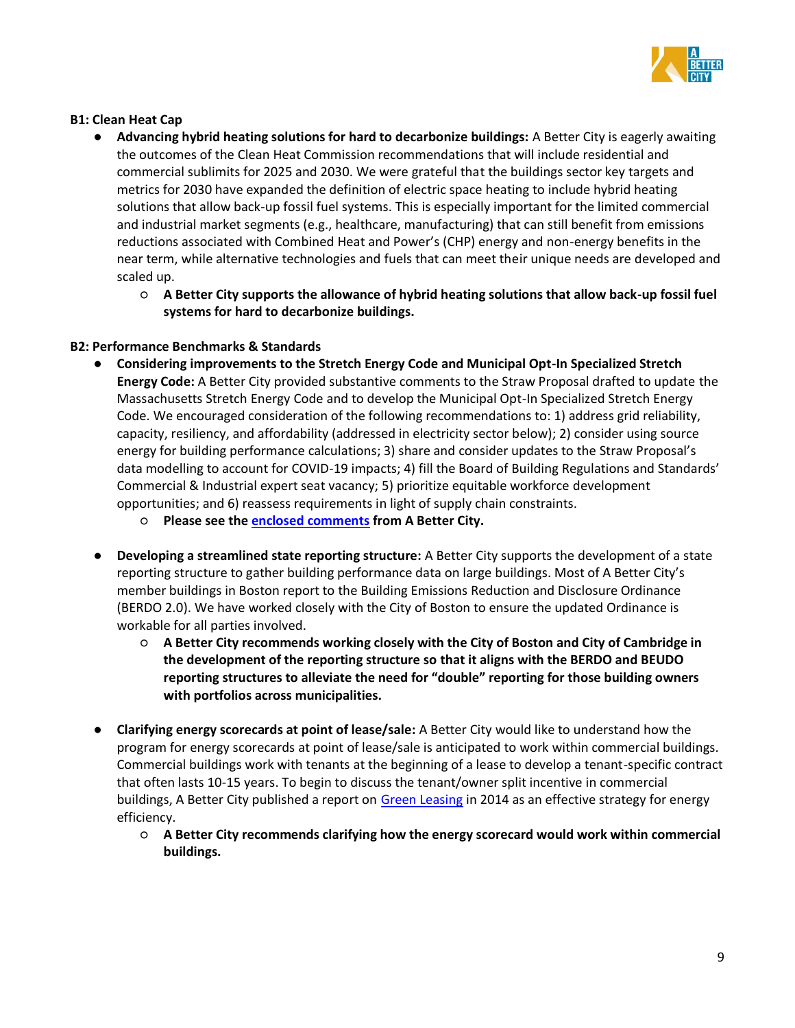**B1: Clean Heat Cap**

- **Advancing hybrid heating solutions for hard to decarbonize buildings:** A Better City is eagerly awaiting the outcomes of the Clean Heat Commission recommendations that will include residential and commercial sublimits for 2025 and 2030. We were grateful that the buildings sector key targets and metrics for 2030 have expanded the definition of electric space heating to include hybrid heating solutions that allow back-up fossil fuel systems. This is especially important for the limited commercial and industrial market segments (e.g., healthcare, manufacturing) that can still benefit from emissions reductions associated with Combined Heat and Power's (CHP) energy and non-energy benefits in the near term, while alternative technologies and fuels that can meet their unique needs are developed and scaled up.
    - **A Better City supports the allowance of hybrid heating solutions that allow back-up fossil fuel systems for hard to decarbonize buildings.**

**B2: Performance Benchmarks & Standards**

- **Considering improvements to the Stretch Energy Code and Municipal Opt-In Specialized Stretch Energy Code:** A Better City provided substantive comments to the Straw Proposal drafted to update the Massachusetts Stretch Energy Code and to develop the Municipal Opt-In Specialized Stretch Energy Code. We encouraged consideration of the following recommendations to: 1) address grid reliability, capacity, resiliency, and affordability (addressed in electricity sector below); 2) consider using source energy for building performance calculations; 3) share and consider updates to the Straw Proposal's data modelling to account for COVID-19 impacts; 4) fill the Board of Building Regulations and Standards' Commercial & Industrial expert seat vacancy; 5) prioritize equitable workforce development opportunities; and 6) reassess requirements in light of supply chain constraints.
    - **Please see the enclosed comments from A Better City.**

- **Developing a streamlined state reporting structure:** A Better City supports the development of a state reporting structure to gather building performance data on large buildings. Most of A Better City's member buildings in Boston report to the Building Emissions Reduction and Disclosure Ordinance (BERDO 2.0). We have worked closely with the City of Boston to ensure the updated Ordinance is workable for all parties involved.
    - **A Better City recommends working closely with the City of Boston and City of Cambridge in the development of the reporting structure so that it aligns with the BERDO and BEUDO reporting structures to alleviate the need for "double" reporting for those building owners with portfolios across municipalities.**

- **Clarifying energy scorecards at point of lease/sale:** A Better City would like to understand how the program for energy scorecards at point of lease/sale is anticipated to work within commercial buildings. Commercial buildings work with tenants at the beginning of a lease to develop a tenant-specific contract that often lasts 10-15 years. To begin to discuss the tenant/owner split incentive in commercial buildings, A Better City published a report on Green Leasing in 2014 as an effective strategy for energy efficiency.
    - **A Better City recommends clarifying how the energy scorecard would work within commercial buildings.**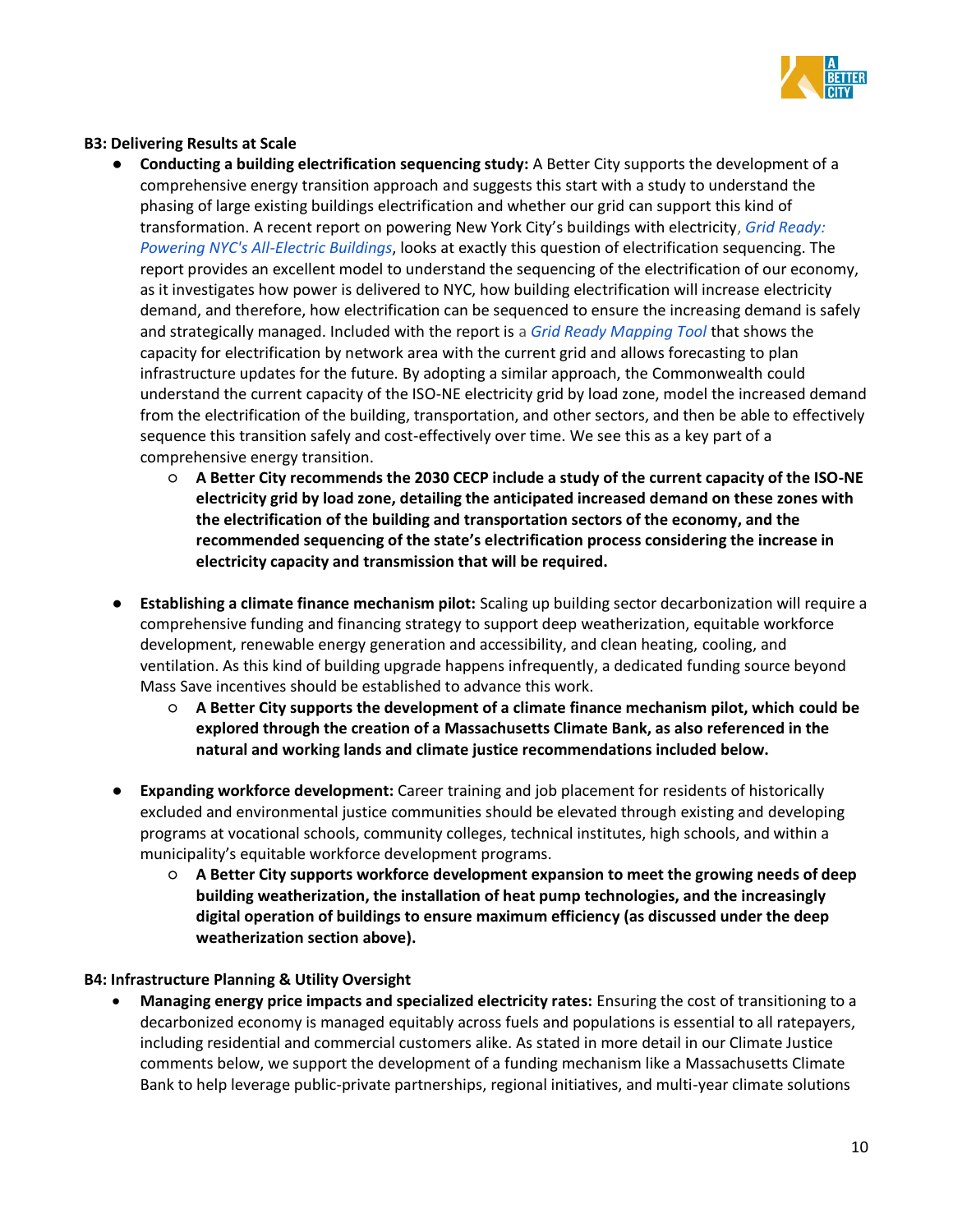### B3: Delivering Results at Scale

- **Conducting a building electrification sequencing study:** A Better City supports the development of a comprehensive energy transition approach and suggests this start with a study to understand the phasing of large existing buildings electrification and whether our grid can support this kind of transformation. A recent report on powering New York City's buildings with electricity, *Grid Ready: Powering NYC's All-Electric Buildings*, looks at exactly this question of electrification sequencing. The report provides an excellent model to understand the sequencing of the electrification of our economy, as it investigates how power is delivered to NYC, how building electrification will increase electricity demand, and therefore, how electrification can be sequenced to ensure the increasing demand is safely and strategically managed. Included with the report is a *Grid Ready Mapping Tool* that shows the capacity for electrification by network area with the current grid and allows forecasting to plan infrastructure updates for the future. By adopting a similar approach, the Commonwealth could understand the current capacity of the ISO-NE electricity grid by load zone, model the increased demand from the electrification of the building, transportation, and other sectors, and then be able to effectively sequence this transition safely and cost-effectively over time. We see this as a key part of a comprehensive energy transition.
    - **A Better City recommends the 2030 CECP include a study of the current capacity of the ISO-NE electricity grid by load zone, detailing the anticipated increased demand on these zones with the electrification of the building and transportation sectors of the economy, and the recommended sequencing of the state's electrification process considering the increase in electricity capacity and transmission that will be required.**

- **Establishing a climate finance mechanism pilot:** Scaling up building sector decarbonization will require a comprehensive funding and financing strategy to support deep weatherization, equitable workforce development, renewable energy generation and accessibility, and clean heating, cooling, and ventilation. As this kind of building upgrade happens infrequently, a dedicated funding source beyond Mass Save incentives should be established to advance this work.
    - **A Better City supports the development of a climate finance mechanism pilot, which could be explored through the creation of a Massachusetts Climate Bank, as also referenced in the natural and working lands and climate justice recommendations included below.**

- **Expanding workforce development:** Career training and job placement for residents of historically excluded and environmental justice communities should be elevated through existing and developing programs at vocational schools, community colleges, technical institutes, high schools, and within a municipality's equitable workforce development programs.
    - **A Better City supports workforce development expansion to meet the growing needs of deep building weatherization, the installation of heat pump technologies, and the increasingly digital operation of buildings to ensure maximum efficiency (as discussed under the deep weatherization section above).**

### B4: Infrastructure Planning & Utility Oversight

- **Managing energy price impacts and specialized electricity rates:** Ensuring the cost of transitioning to a decarbonized economy is managed equitably across fuels and populations is essential to all ratepayers, including residential and commercial customers alike. As stated in more detail in our Climate Justice comments below, we support the development of a funding mechanism like a Massachusetts Climate Bank to help leverage public-private partnerships, regional initiatives, and multi-year climate solutions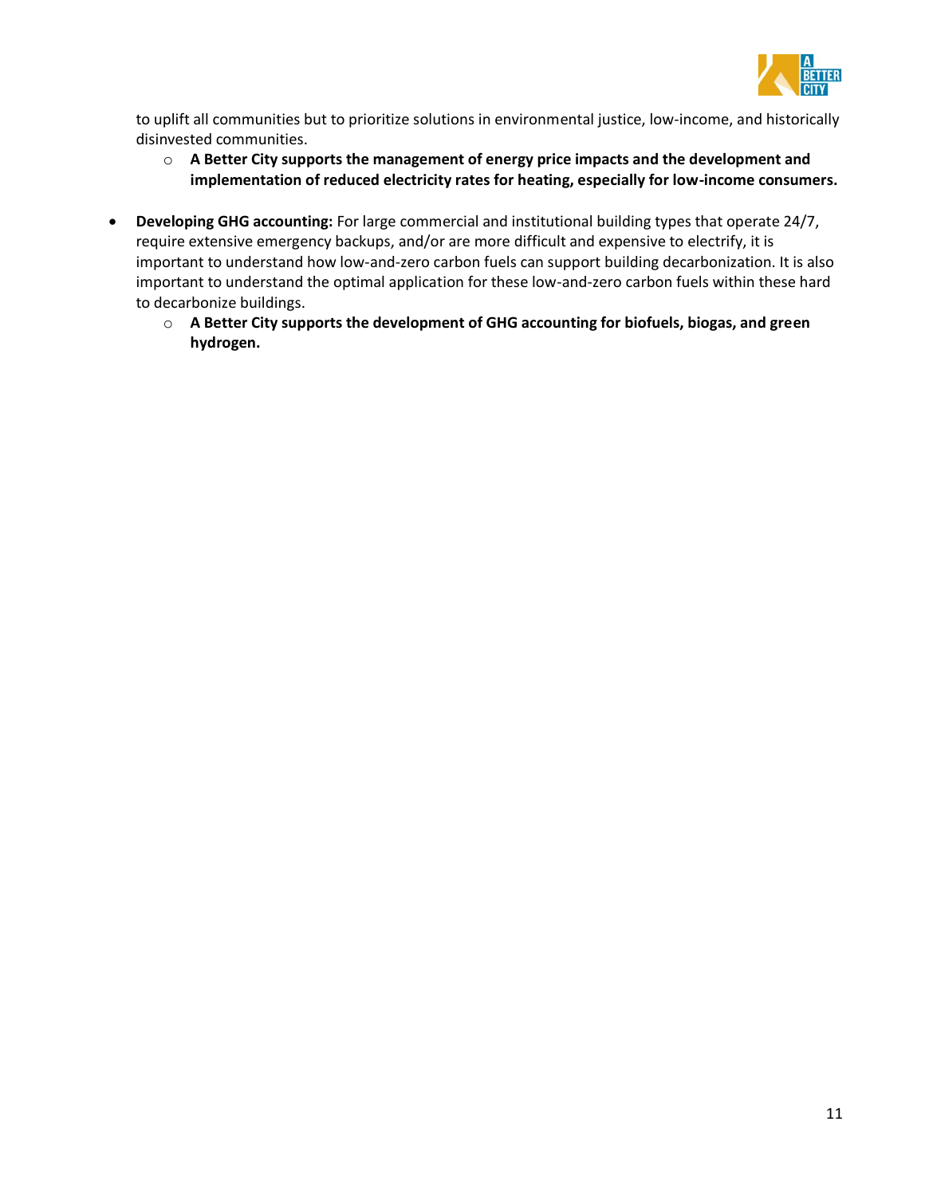to uplift all communities but to prioritize solutions in environmental justice, low-income, and historically disinvested communities.

  - **A Better City supports the management of energy price impacts and the development and implementation of reduced electricity rates for heating, especially for low-income consumers.**

- **Developing GHG accounting:** For large commercial and institutional building types that operate 24/7, require extensive emergency backups, and/or are more difficult and expensive to electrify, it is important to understand how low-and-zero carbon fuels can support building decarbonization. It is also important to understand the optimal application for these low-and-zero carbon fuels within these hard to decarbonize buildings.
  - **A Better City supports the development of GHG accounting for biofuels, biogas, and green hydrogen.**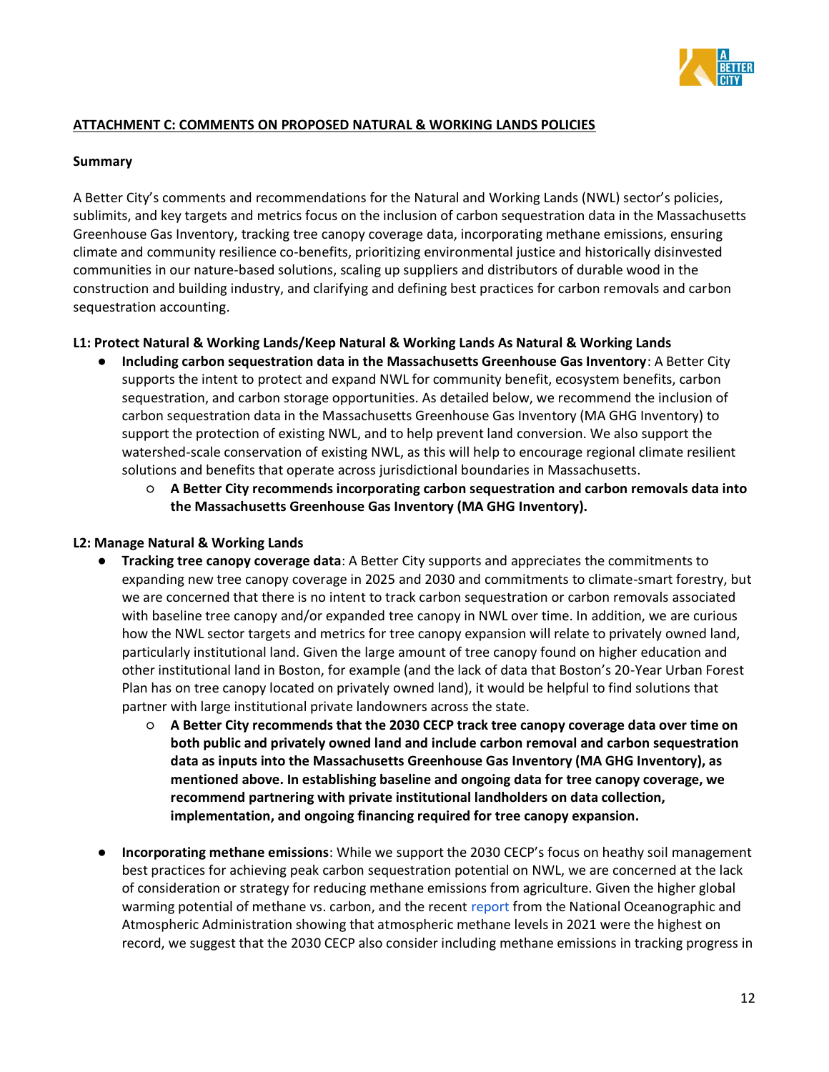**ATTACHMENT C: COMMENTS ON PROPOSED NATURAL & WORKING LANDS POLICIES**

**Summary**

A Better City's comments and recommendations for the Natural and Working Lands (NWL) sector's policies, sublimits, and key targets and metrics focus on the inclusion of carbon sequestration data in the Massachusetts Greenhouse Gas Inventory, tracking tree canopy coverage data, incorporating methane emissions, ensuring climate and community resilience co-benefits, prioritizing environmental justice and historically disinvested communities in our nature-based solutions, scaling up suppliers and distributors of durable wood in the construction and building industry, and clarifying and defining best practices for carbon removals and carbon sequestration accounting.

**L1: Protect Natural & Working Lands/Keep Natural & Working Lands As Natural & Working Lands**

- **Including carbon sequestration data in the Massachusetts Greenhouse Gas Inventory**: A Better City supports the intent to protect and expand NWL for community benefit, ecosystem benefits, carbon sequestration, and carbon storage opportunities. As detailed below, we recommend the inclusion of carbon sequestration data in the Massachusetts Greenhouse Gas Inventory (MA GHG Inventory) to support the protection of existing NWL, and to help prevent land conversion. We also support the watershed-scale conservation of existing NWL, as this will help to encourage regional climate resilient solutions and benefits that operate across jurisdictional boundaries in Massachusetts.
    - **A Better City recommends incorporating carbon sequestration and carbon removals data into the Massachusetts Greenhouse Gas Inventory (MA GHG Inventory).**

**L2: Manage Natural & Working Lands**

- **Tracking tree canopy coverage data**: A Better City supports and appreciates the commitments to expanding new tree canopy coverage in 2025 and 2030 and commitments to climate-smart forestry, but we are concerned that there is no intent to track carbon sequestration or carbon removals associated with baseline tree canopy and/or expanded tree canopy in NWL over time. In addition, we are curious how the NWL sector targets and metrics for tree canopy expansion will relate to privately owned land, particularly institutional land. Given the large amount of tree canopy found on higher education and other institutional land in Boston, for example (and the lack of data that Boston's 20-Year Urban Forest Plan has on tree canopy located on privately owned land), it would be helpful to find solutions that partner with large institutional private landowners across the state.
    - **A Better City recommends that the 2030 CECP track tree canopy coverage data over time on both public and privately owned land and include carbon removal and carbon sequestration data as inputs into the Massachusetts Greenhouse Gas Inventory (MA GHG Inventory), as mentioned above. In establishing baseline and ongoing data for tree canopy coverage, we recommend partnering with private institutional landholders on data collection, implementation, and ongoing financing required for tree canopy expansion.**

- **Incorporating methane emissions**: While we support the 2030 CECP's focus on heathy soil management best practices for achieving peak carbon sequestration potential on NWL, we are concerned at the lack of consideration or strategy for reducing methane emissions from agriculture. Given the higher global warming potential of methane vs. carbon, and the recent report from the National Oceanographic and Atmospheric Administration showing that atmospheric methane levels in 2021 were the highest on record, we suggest that the 2030 CECP also consider including methane emissions in tracking progress in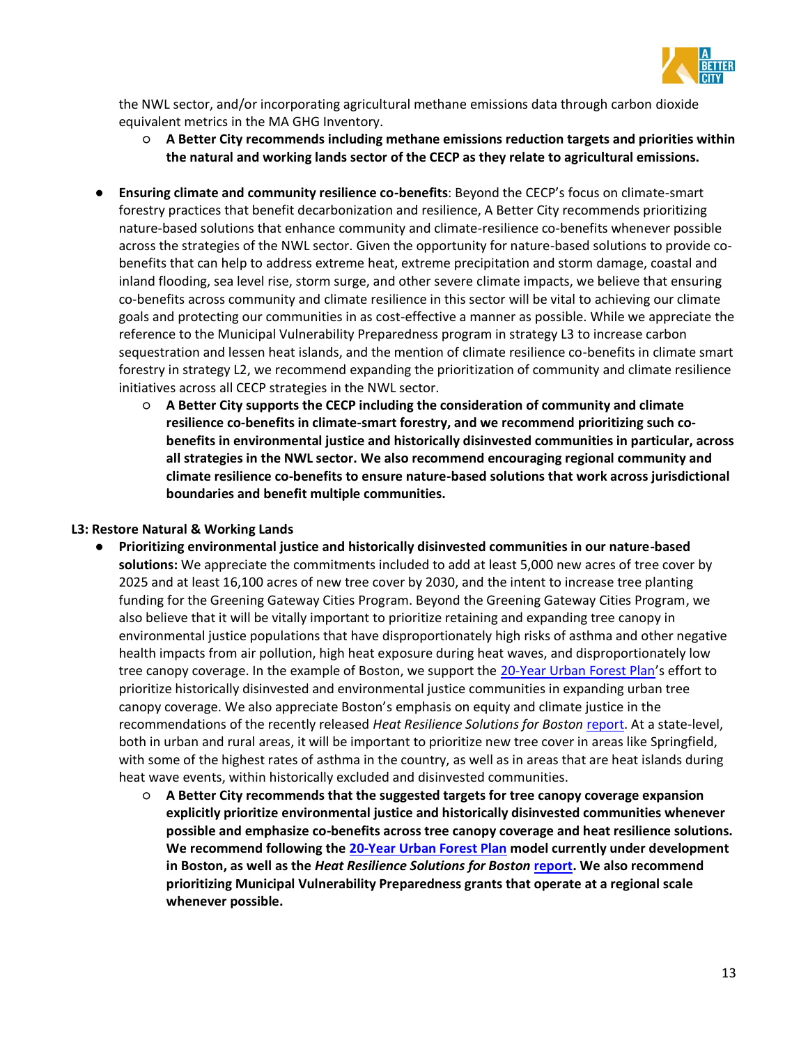the NWL sector, and/or incorporating agricultural methane emissions data through carbon dioxide equivalent metrics in the MA GHG Inventory.

- **A Better City recommends including methane emissions reduction targets and priorities within the natural and working lands sector of the CECP as they relate to agricultural emissions.**

- **Ensuring climate and community resilience co-benefits**: Beyond the CECP's focus on climate-smart forestry practices that benefit decarbonization and resilience, A Better City recommends prioritizing nature-based solutions that enhance community and climate-resilience co-benefits whenever possible across the strategies of the NWL sector. Given the opportunity for nature-based solutions to provide co-benefits that can help to address extreme heat, extreme precipitation and storm damage, coastal and inland flooding, sea level rise, storm surge, and other severe climate impacts, we believe that ensuring co-benefits across community and climate resilience in this sector will be vital to achieving our climate goals and protecting our communities in as cost-effective a manner as possible. While we appreciate the reference to the Municipal Vulnerability Preparedness program in strategy L3 to increase carbon sequestration and lessen heat islands, and the mention of climate resilience co-benefits in climate smart forestry in strategy L2, we recommend expanding the prioritization of community and climate resilience initiatives across all CECP strategies in the NWL sector.
  - **A Better City supports the CECP including the consideration of community and climate resilience co-benefits in climate-smart forestry, and we recommend prioritizing such co-benefits in environmental justice and historically disinvested communities in particular, across all strategies in the NWL sector. We also recommend encouraging regional community and climate resilience co-benefits to ensure nature-based solutions that work across jurisdictional boundaries and benefit multiple communities.**

**L3: Restore Natural & Working Lands**

- **Prioritizing environmental justice and historically disinvested communities in our nature-based solutions:** We appreciate the commitments included to add at least 5,000 new acres of tree cover by 2025 and at least 16,100 acres of new tree cover by 2030, and the intent to increase tree planting funding for the Greening Gateway Cities Program. Beyond the Greening Gateway Cities Program, we also believe that it will be vitally important to prioritize retaining and expanding tree canopy in environmental justice populations that have disproportionately high risks of asthma and other negative health impacts from air pollution, high heat exposure during heat waves, and disproportionately low tree canopy coverage. In the example of Boston, we support the 20-Year Urban Forest Plan's effort to prioritize historically disinvested and environmental justice communities in expanding urban tree canopy coverage. We also appreciate Boston's emphasis on equity and climate justice in the recommendations of the recently released *Heat Resilience Solutions for Boston* report. At a state-level, both in urban and rural areas, it will be important to prioritize new tree cover in areas like Springfield, with some of the highest rates of asthma in the country, as well as in areas that are heat islands during heat wave events, within historically excluded and disinvested communities.
  - **A Better City recommends that the suggested targets for tree canopy coverage expansion explicitly prioritize environmental justice and historically disinvested communities whenever possible and emphasize co-benefits across tree canopy coverage and heat resilience solutions. We recommend following the 20-Year Urban Forest Plan model currently under development in Boston, as well as the *Heat Resilience Solutions for Boston* report. We also recommend prioritizing Municipal Vulnerability Preparedness grants that operate at a regional scale whenever possible.**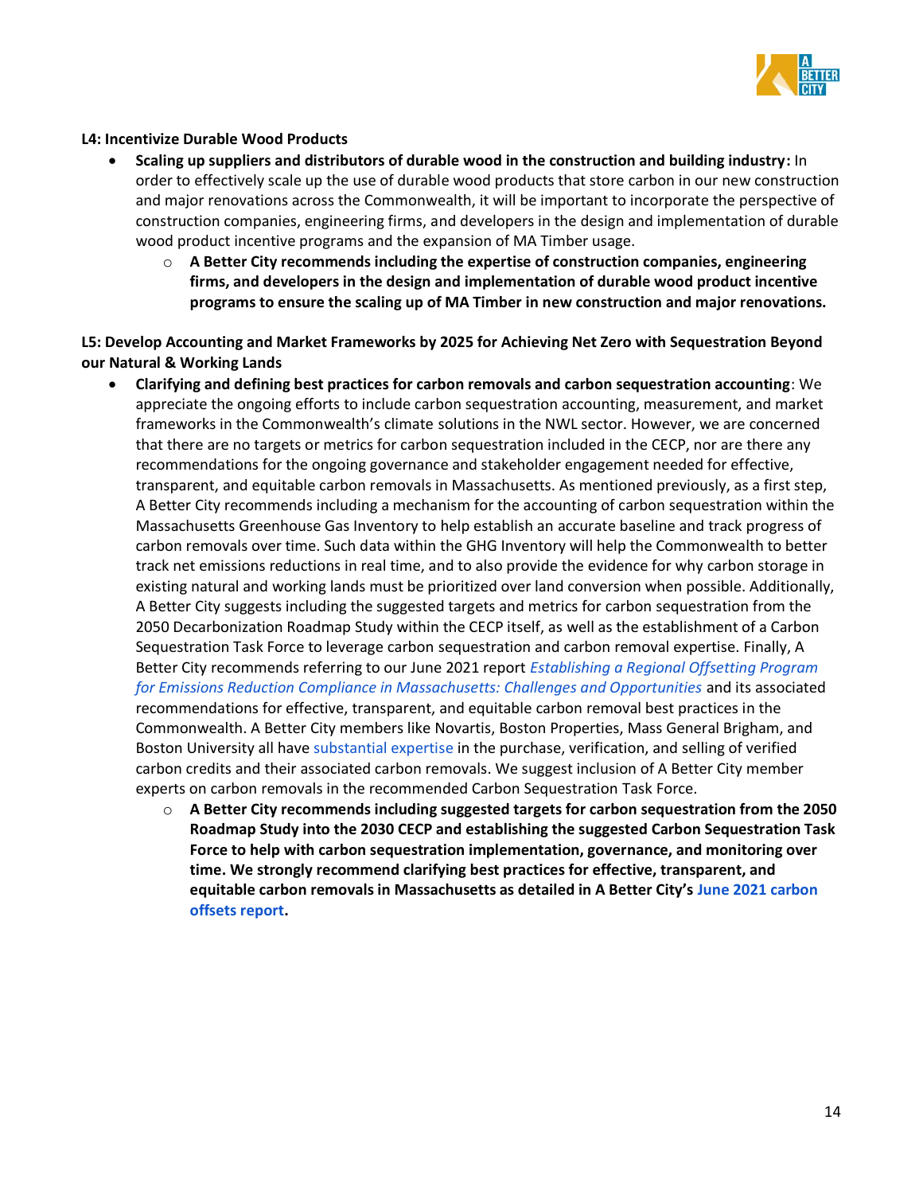**L4: Incentivize Durable Wood Products**

- **Scaling up suppliers and distributors of durable wood in the construction and building industry:** In order to effectively scale up the use of durable wood products that store carbon in our new construction and major renovations across the Commonwealth, it will be important to incorporate the perspective of construction companies, engineering firms, and developers in the design and implementation of durable wood product incentive programs and the expansion of MA Timber usage.
  - **A Better City recommends including the expertise of construction companies, engineering firms, and developers in the design and implementation of durable wood product incentive programs to ensure the scaling up of MA Timber in new construction and major renovations.**

**L5: Develop Accounting and Market Frameworks by 2025 for Achieving Net Zero with Sequestration Beyond our Natural & Working Lands**

- **Clarifying and defining best practices for carbon removals and carbon sequestration accounting**: We appreciate the ongoing efforts to include carbon sequestration accounting, measurement, and market frameworks in the Commonwealth's climate solutions in the NWL sector. However, we are concerned that there are no targets or metrics for carbon sequestration included in the CECP, nor are there any recommendations for the ongoing governance and stakeholder engagement needed for effective, transparent, and equitable carbon removals in Massachusetts. As mentioned previously, as a first step, A Better City recommends including a mechanism for the accounting of carbon sequestration within the Massachusetts Greenhouse Gas Inventory to help establish an accurate baseline and track progress of carbon removals over time. Such data within the GHG Inventory will help the Commonwealth to better track net emissions reductions in real time, and to also provide the evidence for why carbon storage in existing natural and working lands must be prioritized over land conversion when possible. Additionally, A Better City suggests including the suggested targets and metrics for carbon sequestration from the 2050 Decarbonization Roadmap Study within the CECP itself, as well as the establishment of a Carbon Sequestration Task Force to leverage carbon sequestration and carbon removal expertise. Finally, A Better City recommends referring to our June 2021 report *Establishing a Regional Offsetting Program for Emissions Reduction Compliance in Massachusetts: Challenges and Opportunities* and its associated recommendations for effective, transparent, and equitable carbon removal best practices in the Commonwealth. A Better City members like Novartis, Boston Properties, Mass General Brigham, and Boston University all have substantial expertise in the purchase, verification, and selling of verified carbon credits and their associated carbon removals. We suggest inclusion of A Better City member experts on carbon removals in the recommended Carbon Sequestration Task Force.
  - **A Better City recommends including suggested targets for carbon sequestration from the 2050 Roadmap Study into the 2030 CECP and establishing the suggested Carbon Sequestration Task Force to help with carbon sequestration implementation, governance, and monitoring over time. We strongly recommend clarifying best practices for effective, transparent, and equitable carbon removals in Massachusetts as detailed in A Better City's June 2021 carbon offsets report.**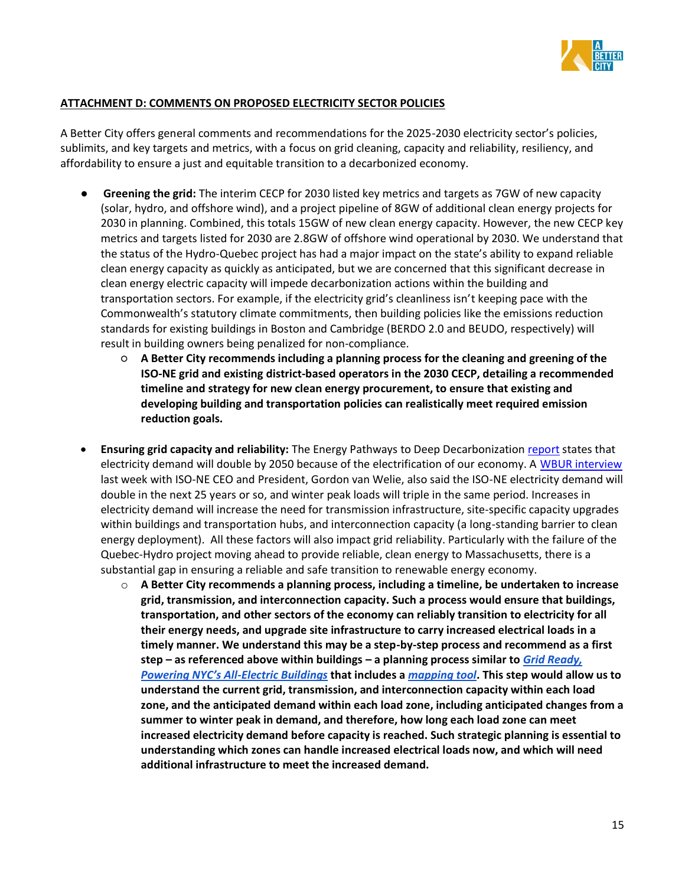**ATTACHMENT D: COMMENTS ON PROPOSED ELECTRICITY SECTOR POLICIES**

A Better City offers general comments and recommendations for the 2025-2030 electricity sector's policies, sublimits, and key targets and metrics, with a focus on grid cleaning, capacity and reliability, resiliency, and affordability to ensure a just and equitable transition to a decarbonized economy.

- **Greening the grid:** The interim CECP for 2030 listed key metrics and targets as 7GW of new capacity (solar, hydro, and offshore wind), and a project pipeline of 8GW of additional clean energy projects for 2030 in planning. Combined, this totals 15GW of new clean energy capacity. However, the new CECP key metrics and targets listed for 2030 are 2.8GW of offshore wind operational by 2030. We understand that the status of the Hydro-Quebec project has had a major impact on the state's ability to expand reliable clean energy capacity as quickly as anticipated, but we are concerned that this significant decrease in clean energy electric capacity will impede decarbonization actions within the building and transportation sectors. For example, if the electricity grid's cleanliness isn't keeping pace with the Commonwealth's statutory climate commitments, then building policies like the emissions reduction standards for existing buildings in Boston and Cambridge (BERDO 2.0 and BEUDO, respectively) will result in building owners being penalized for non-compliance.
  - **A Better City recommends including a planning process for the cleaning and greening of the ISO-NE grid and existing district-based operators in the 2030 CECP, detailing a recommended timeline and strategy for new clean energy procurement, to ensure that existing and developing building and transportation policies can realistically meet required emission reduction goals.**

- **Ensuring grid capacity and reliability:** The Energy Pathways to Deep Decarbonization report states that electricity demand will double by 2050 because of the electrification of our economy. A WBUR interview last week with ISO-NE CEO and President, Gordon van Welie, also said the ISO-NE electricity demand will double in the next 25 years or so, and winter peak loads will triple in the same period. Increases in electricity demand will increase the need for transmission infrastructure, site-specific capacity upgrades within buildings and transportation hubs, and interconnection capacity (a long-standing barrier to clean energy deployment). All these factors will also impact grid reliability. Particularly with the failure of the Quebec-Hydro project moving ahead to provide reliable, clean energy to Massachusetts, there is a substantial gap in ensuring a reliable and safe transition to renewable energy economy.
  - **A Better City recommends a planning process, including a timeline, be undertaken to increase grid, transmission, and interconnection capacity. Such a process would ensure that buildings, transportation, and other sectors of the economy can reliably transition to electricity for all their energy needs, and upgrade site infrastructure to carry increased electrical loads in a timely manner. We understand this may be a step-by-step process and recommend as a first step – as referenced above within buildings – a planning process similar to *Grid Ready, Powering NYC's All-Electric Buildings* that includes a *mapping tool*. This step would allow us to understand the current grid, transmission, and interconnection capacity within each load zone, and the anticipated demand within each load zone, including anticipated changes from a summer to winter peak in demand, and therefore, how long each load zone can meet increased electricity demand before capacity is reached. Such strategic planning is essential to understanding which zones can handle increased electrical loads now, and which will need additional infrastructure to meet the increased demand.**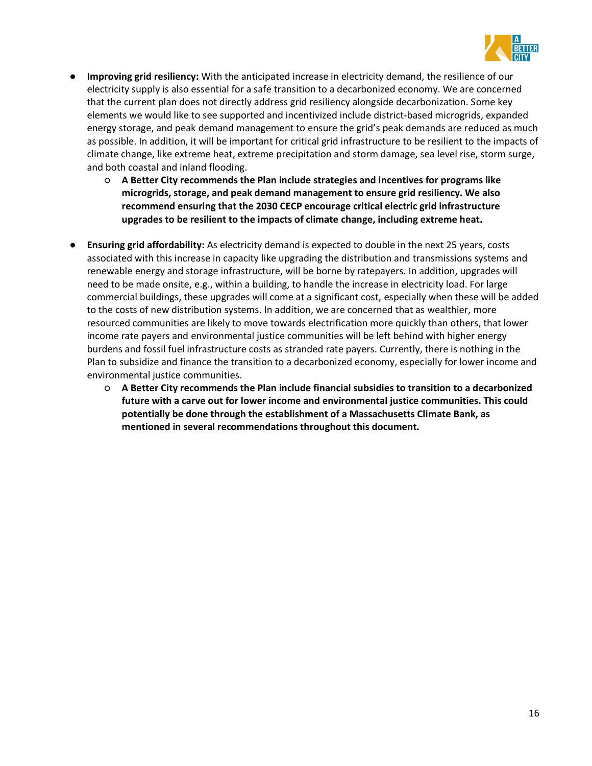- **Improving grid resiliency:** With the anticipated increase in electricity demand, the resilience of our electricity supply is also essential for a safe transition to a decarbonized economy. We are concerned that the current plan does not directly address grid resiliency alongside decarbonization. Some key elements we would like to see supported and incentivized include district-based microgrids, expanded energy storage, and peak demand management to ensure the grid's peak demands are reduced as much as possible. In addition, it will be important for critical grid infrastructure to be resilient to the impacts of climate change, like extreme heat, extreme precipitation and storm damage, sea level rise, storm surge, and both coastal and inland flooding.
    - **A Better City recommends the Plan include strategies and incentives for programs like microgrids, storage, and peak demand management to ensure grid resiliency. We also recommend ensuring that the 2030 CECP encourage critical electric grid infrastructure upgrades to be resilient to the impacts of climate change, including extreme heat.**

- **Ensuring grid affordability:** As electricity demand is expected to double in the next 25 years, costs associated with this increase in capacity like upgrading the distribution and transmissions systems and renewable energy and storage infrastructure, will be borne by ratepayers. In addition, upgrades will need to be made onsite, e.g., within a building, to handle the increase in electricity load. For large commercial buildings, these upgrades will come at a significant cost, especially when these will be added to the costs of new distribution systems. In addition, we are concerned that as wealthier, more resourced communities are likely to move towards electrification more quickly than others, that lower income rate payers and environmental justice communities will be left behind with higher energy burdens and fossil fuel infrastructure costs as stranded rate payers. Currently, there is nothing in the Plan to subsidize and finance the transition to a decarbonized economy, especially for lower income and environmental justice communities.
    - **A Better City recommends the Plan include financial subsidies to transition to a decarbonized future with a carve out for lower income and environmental justice communities. This could potentially be done through the establishment of a Massachusetts Climate Bank, as mentioned in several recommendations throughout this document.**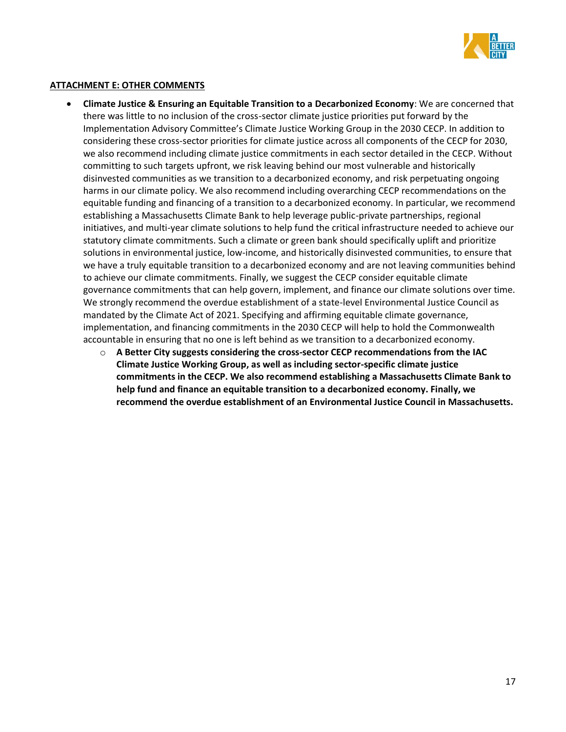**<u>ATTACHMENT E: OTHER COMMENTS</u>**

- **Climate Justice & Ensuring an Equitable Transition to a Decarbonized Economy**: We are concerned that there was little to no inclusion of the cross-sector climate justice priorities put forward by the Implementation Advisory Committee's Climate Justice Working Group in the 2030 CECP. In addition to considering these cross-sector priorities for climate justice across all components of the CECP for 2030, we also recommend including climate justice commitments in each sector detailed in the CECP. Without committing to such targets upfront, we risk leaving behind our most vulnerable and historically disinvested communities as we transition to a decarbonized economy, and risk perpetuating ongoing harms in our climate policy. We also recommend including overarching CECP recommendations on the equitable funding and financing of a transition to a decarbonized economy. In particular, we recommend establishing a Massachusetts Climate Bank to help leverage public-private partnerships, regional initiatives, and multi-year climate solutions to help fund the critical infrastructure needed to achieve our statutory climate commitments. Such a climate or green bank should specifically uplift and prioritize solutions in environmental justice, low-income, and historically disinvested communities, to ensure that we have a truly equitable transition to a decarbonized economy and are not leaving communities behind to achieve our climate commitments. Finally, we suggest the CECP consider equitable climate governance commitments that can help govern, implement, and finance our climate solutions over time. We strongly recommend the overdue establishment of a state-level Environmental Justice Council as mandated by the Climate Act of 2021. Specifying and affirming equitable climate governance, implementation, and financing commitments in the 2030 CECP will help to hold the Commonwealth accountable in ensuring that no one is left behind as we transition to a decarbonized economy.
  - **A Better City suggests considering the cross-sector CECP recommendations from the IAC Climate Justice Working Group, as well as including sector-specific climate justice commitments in the CECP. We also recommend establishing a Massachusetts Climate Bank to help fund and finance an equitable transition to a decarbonized economy. Finally, we recommend the overdue establishment of an Environmental Justice Council in Massachusetts.**